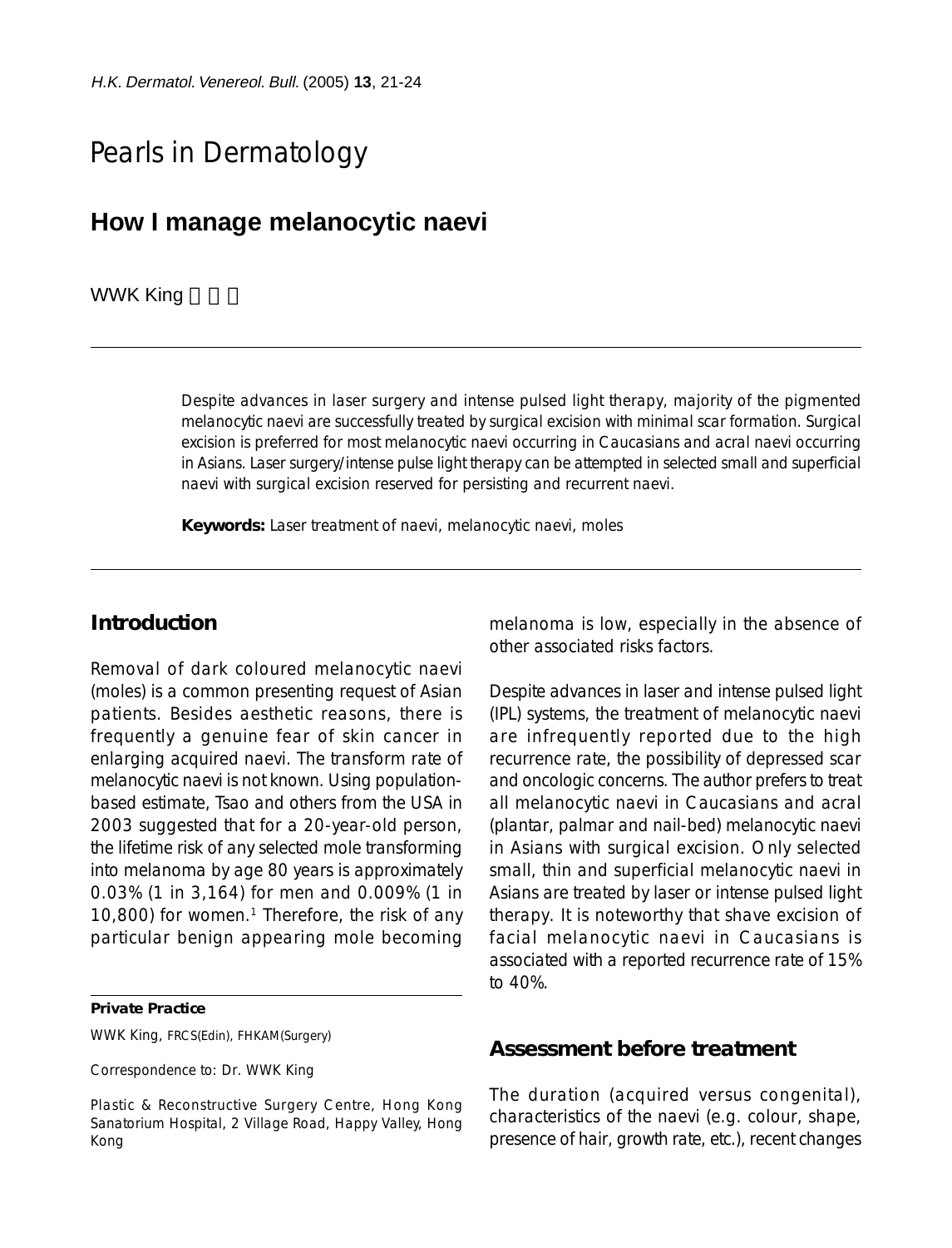# Pearls in Dermatology

## How I manage melanocytic naevi

WWK King

Despite advances in laser surgery and intense pulsed light therapy, majority of the pigmented melanocytic naevi are successfully treated by surgical excision with minimal scar formation. Surgical excision is preferred for most melanocytic naevi occurring in Caucasians and acral naevi occurring in Asians. Laser surgery/intense pulse light therapy can be attempted in selected small and superficial naevi with surgical excision reserved for persisting and recurrent naevi.

**Keywords:** Laser treatment of naevi, melanocytic naevi, moles

### Introduction

Removal of dark coloured melanocytic naevi (moles) is a common presenting request of Asian patients. Besides aesthetic reasons, there is frequently a genuine fear of skin cancer in enlarging acquired naevi. The transform rate of melanocytic naevi is not known. Using population-based estimate, Tsao and others from the USA in 2003 suggested that for a 20-year-old person, the lifetime risk of any selected mole transforming into melanoma by age 80 years is approximately 0.03% (1 in 3,164) for men and 0.009% (1 in 10,800) for women.[1] Therefore, the risk of any particular benign appearing mole becoming melanoma is low, especially in the absence of other associated risks factors.

Despite advances in laser and intense pulsed light (IPL) systems, the treatment of melanocytic naevi are infrequently reported due to the high recurrence rate, the possibility of depressed scar and oncologic concerns. The author prefers to treat all melanocytic naevi in Caucasians and acral (plantar, palmar and nail-bed) melanocytic naevi in Asians with surgical excision. Only selected small, thin and superficial melanocytic naevi in Asians are treated by laser or intense pulsed light therapy. It is noteworthy that shave excision of facial melanocytic naevi in Caucasians is associated with a reported recurrence rate of 15% to 40%.

### Assessment before treatment

The duration (acquired versus congenital), characteristics of the naevi (e.g. colour, shape, presence of hair, growth rate, etc.), recent changes

---

**Private Practice**

WWK King, FRCS(Edin), FHKAM(Surgery)

Correspondence to: Dr. WWK King

Plastic & Reconstructive Surgery Centre, Hong Kong Sanatorium Hospital, 2 Village Road, Happy Valley, Hong Kong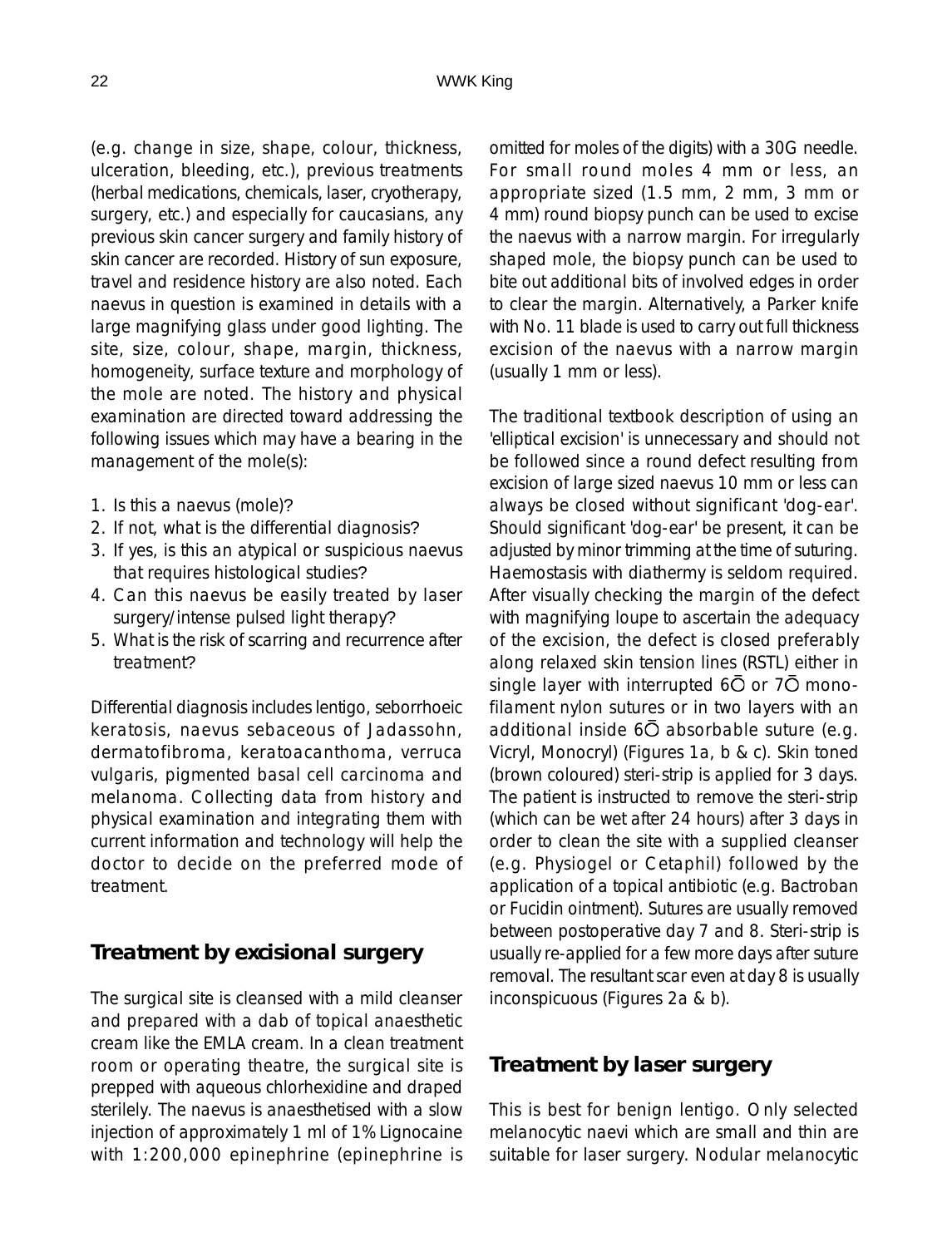(e.g. change in size, shape, colour, thickness, ulceration, bleeding, etc.), previous treatments (herbal medications, chemicals, laser, cryotherapy, surgery, etc.) and especially for caucasians, any previous skin cancer surgery and family history of skin cancer are recorded. History of sun exposure, travel and residence history are also noted. Each naevus in question is examined in details with a large magnifying glass under good lighting. The site, size, colour, shape, margin, thickness, homogeneity, surface texture and morphology of the mole are noted. The history and physical examination are directed toward addressing the following issues which may have a bearing in the management of the mole(s):

1. Is this a naevus (mole)?
2. If not, what is the differential diagnosis?
3. If yes, is this an atypical or suspicious naevus that requires histological studies?
4. Can this naevus be easily treated by laser surgery/intense pulsed light therapy?
5. What is the risk of scarring and recurrence after treatment?

Differential diagnosis includes lentigo, seborrhoeic keratosis, naevus sebaceous of Jadassohn, dermatofibroma, keratoacanthoma, verruca vulgaris, pigmented basal cell carcinoma and melanoma. Collecting data from history and physical examination and integrating them with current information and technology will help the doctor to decide on the preferred mode of treatment.

## Treatment by excisional surgery

The surgical site is cleansed with a mild cleanser and prepared with a dab of topical anaesthetic cream like the EMLA cream. In a clean treatment room or operating theatre, the surgical site is prepped with aqueous chlorhexidine and draped sterilely. The naevus is anaesthetised with a slow injection of approximately 1 ml of 1% Lignocaine with 1:200,000 epinephrine (epinephrine is omitted for moles of the digits) with a 30G needle. For small round moles 4 mm or less, an appropriate sized (1.5 mm, 2 mm, 3 mm or 4 mm) round biopsy punch can be used to excise the naevus with a narrow margin. For irregularly shaped mole, the biopsy punch can be used to bite out additional bits of involved edges in order to clear the margin. Alternatively, a Parker knife with No. 11 blade is used to carry out full thickness excision of the naevus with a narrow margin (usually 1 mm or less).

The traditional textbook description of using an 'elliptical excision' is unnecessary and should not be followed since a round defect resulting from excision of large sized naevus 10 mm or less can always be closed without significant 'dog-ear'. Should significant 'dog-ear' be present, it can be adjusted by minor trimming at the time of suturing. Haemostasis with diathermy is seldom required. After visually checking the margin of the defect with magnifying loupe to ascertain the adequacy of the excision, the defect is closed preferably along relaxed skin tension lines (RSTL) either in single layer with interrupted 6Ō or 7Ō monofilament nylon sutures or in two layers with an additional inside 6Ō absorbable suture (e.g. Vicryl, Monocryl) (Figures 1a, b & c). Skin toned (brown coloured) steri-strip is applied for 3 days. The patient is instructed to remove the steri-strip (which can be wet after 24 hours) after 3 days in order to clean the site with a supplied cleanser (e.g. Physiogel or Cetaphil) followed by the application of a topical antibiotic (e.g. Bactroban or Fucidin ointment). Sutures are usually removed between postoperative day 7 and 8. Steri-strip is usually re-applied for a few more days after suture removal. The resultant scar even at day 8 is usually inconspicuous (Figures 2a & b).

## Treatment by laser surgery

This is best for benign lentigo. Only selected melanocytic naevi which are small and thin are suitable for laser surgery. Nodular melanocytic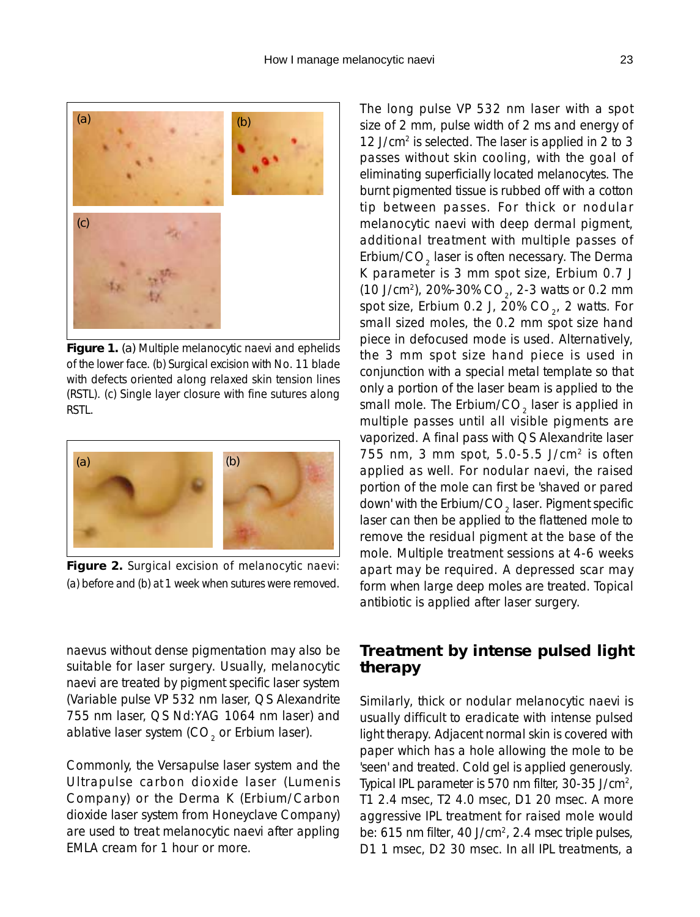**Figure 1.** (a) Multiple melanocytic naevi and ephelids of the lower face. (b) Surgical excision with No. 11 blade with defects oriented along relaxed skin tension lines (RSTL). (c) Single layer closure with fine sutures along RSTL.

**Figure 2.** Surgical excision of melanocytic naevi: (a) before and (b) at 1 week when sutures were removed.

naevus without dense pigmentation may also be suitable for laser surgery. Usually, melanocytic naevi are treated by pigment specific laser system (Variable pulse VP 532 nm laser, QS Alexandrite 755 nm laser, QS Nd:YAG 1064 nm laser) and ablative laser system ($CO_2$ or Erbium laser).

Commonly, the Versapulse laser system and the Ultrapulse carbon dioxide laser (Lumenis Company) or the Derma K (Erbium/Carbon dioxide laser system from Honeyclave Company) are used to treat melanocytic naevi after appling EMLA cream for 1 hour or more.

The long pulse VP 532 nm laser with a spot size of 2 mm, pulse width of 2 ms and energy of 12 J/cm$^2$ is selected. The laser is applied in 2 to 3 passes without skin cooling, with the goal of eliminating superficially located melanocytes. The burnt pigmented tissue is rubbed off with a cotton tip between passes. For thick or nodular melanocytic naevi with deep dermal pigment, additional treatment with multiple passes of Erbium/$CO_2$ laser is often necessary. The Derma K parameter is 3 mm spot size, Erbium 0.7 J (10 J/cm$^2$), 20%-30% $CO_2$, 2-3 watts or 0.2 mm spot size, Erbium 0.2 J, 20% $CO_2$, 2 watts. For small sized moles, the 0.2 mm spot size hand piece in defocused mode is used. Alternatively, the 3 mm spot size hand piece is used in conjunction with a special metal template so that only a portion of the laser beam is applied to the small mole. The Erbium/$CO_2$ laser is applied in multiple passes until all visible pigments are vaporized. A final pass with QS Alexandrite laser 755 nm, 3 mm spot, 5.0-5.5 J/cm$^2$ is often applied as well. For nodular naevi, the raised portion of the mole can first be 'shaved or pared down' with the Erbium/$CO_2$ laser. Pigment specific laser can then be applied to the flattened mole to remove the residual pigment at the base of the mole. Multiple treatment sessions at 4-6 weeks apart may be required. A depressed scar may form when large deep moles are treated. Topical antibiotic is applied after laser surgery.

## Treatment by intense pulsed light therapy

Similarly, thick or nodular melanocytic naevi is usually difficult to eradicate with intense pulsed light therapy. Adjacent normal skin is covered with paper which has a hole allowing the mole to be 'seen' and treated. Cold gel is applied generously. Typical IPL parameter is 570 nm filter, 30-35 J/cm$^2$, T1 2.4 msec, T2 4.0 msec, D1 20 msec. A more aggressive IPL treatment for raised mole would be: 615 nm filter, 40 J/cm$^2$, 2.4 msec triple pulses, D1 1 msec, D2 30 msec. In all IPL treatments, a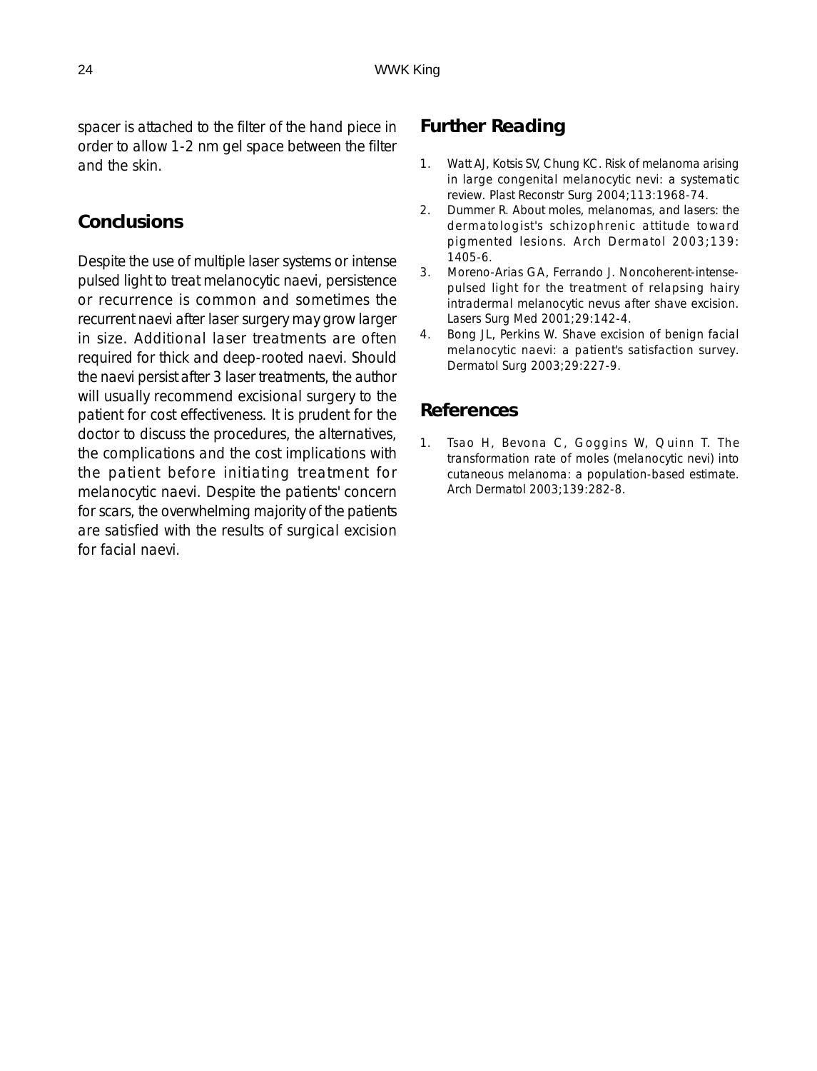spacer is attached to the filter of the hand piece in order to allow 1-2 nm gel space between the filter and the skin.

## Conclusions

Despite the use of multiple laser systems or intense pulsed light to treat melanocytic naevi, persistence or recurrence is common and sometimes the recurrent naevi after laser surgery may grow larger in size. Additional laser treatments are often required for thick and deep-rooted naevi. Should the naevi persist after 3 laser treatments, the author will usually recommend excisional surgery to the patient for cost effectiveness. It is prudent for the doctor to discuss the procedures, the alternatives, the complications and the cost implications with the patient before initiating treatment for melanocytic naevi. Despite the patients' concern for scars, the overwhelming majority of the patients are satisfied with the results of surgical excision for facial naevi.

## Further Reading

1. Watt AJ, Kotsis SV, Chung KC. Risk of melanoma arising in large congenital melanocytic nevi: a systematic review. Plast Reconstr Surg 2004;113:1968-74.
2. Dummer R. About moles, melanomas, and lasers: the dermatologist's schizophrenic attitude toward pigmented lesions. Arch Dermatol 2003;139: 1405-6.
3. Moreno-Arias GA, Ferrando J. Noncoherent-intense-pulsed light for the treatment of relapsing hairy intradermal melanocytic nevus after shave excision. Lasers Surg Med 2001;29:142-4.
4. Bong JL, Perkins W. Shave excision of benign facial melanocytic naevi: a patient's satisfaction survey. Dermatol Surg 2003;29:227-9.

## References

1. Tsao H, Bevona C, Goggins W, Quinn T. The transformation rate of moles (melanocytic nevi) into cutaneous melanoma: a population-based estimate. Arch Dermatol 2003;139:282-8.